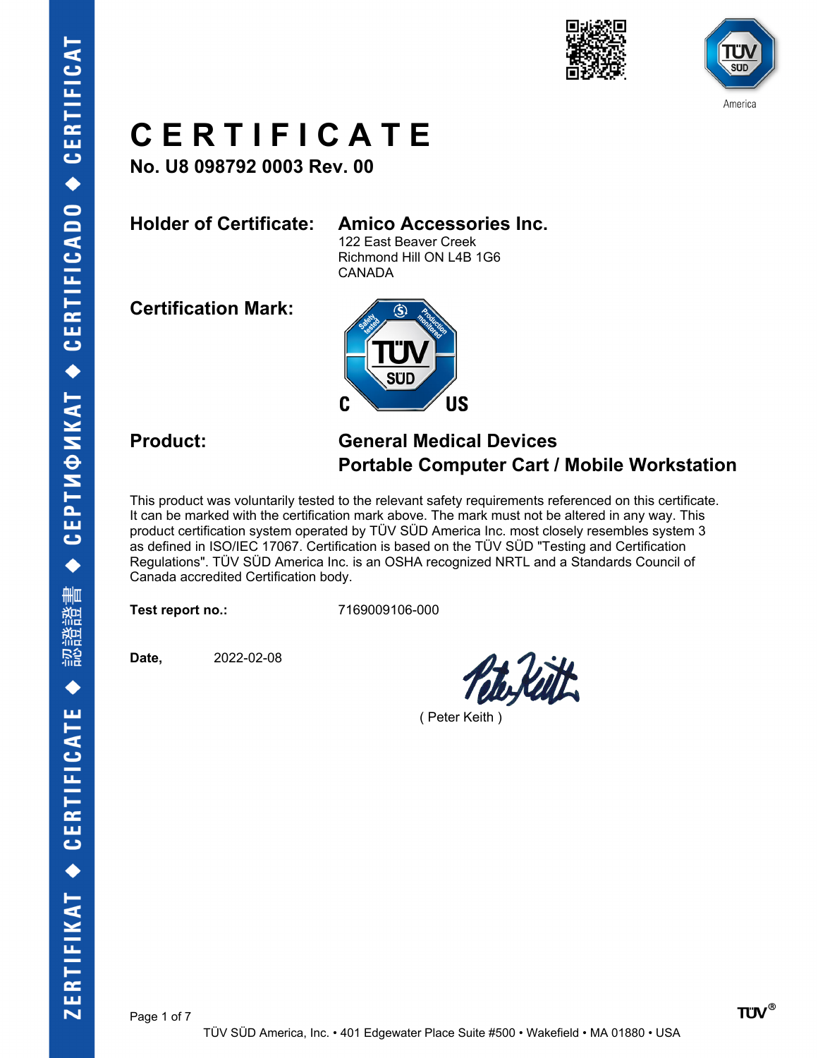# CERTIFICATE

**No. U8 098792 0003 Rev. 00**

**Holder of Certificate:** **Amico Accessories Inc.**
122 East Beaver Creek
Richmond Hill ON L4B 1G6
CANADA

**Certification Mark:**

**Product:** **General Medical Devices**
**Portable Computer Cart / Mobile Workstation**

This product was voluntarily tested to the relevant safety requirements referenced on this certificate. It can be marked with the certification mark above. The mark must not be altered in any way. This product certification system operated by TÜV SÜD America Inc. most closely resembles system 3 as defined in ISO/IEC 17067. Certification is based on the TÜV SÜD "Testing and Certification Regulations". TÜV SÜD America Inc. is an OSHA recognized NRTL and a Standards Council of Canada accredited Certification body.

**Test report no.:** 7169009106-000

**Date,** 2022-02-08

( Peter Keith )

TÜV SÜD America, Inc. • 401 Edgewater Place Suite #500 • Wakefield • MA 01880 • USA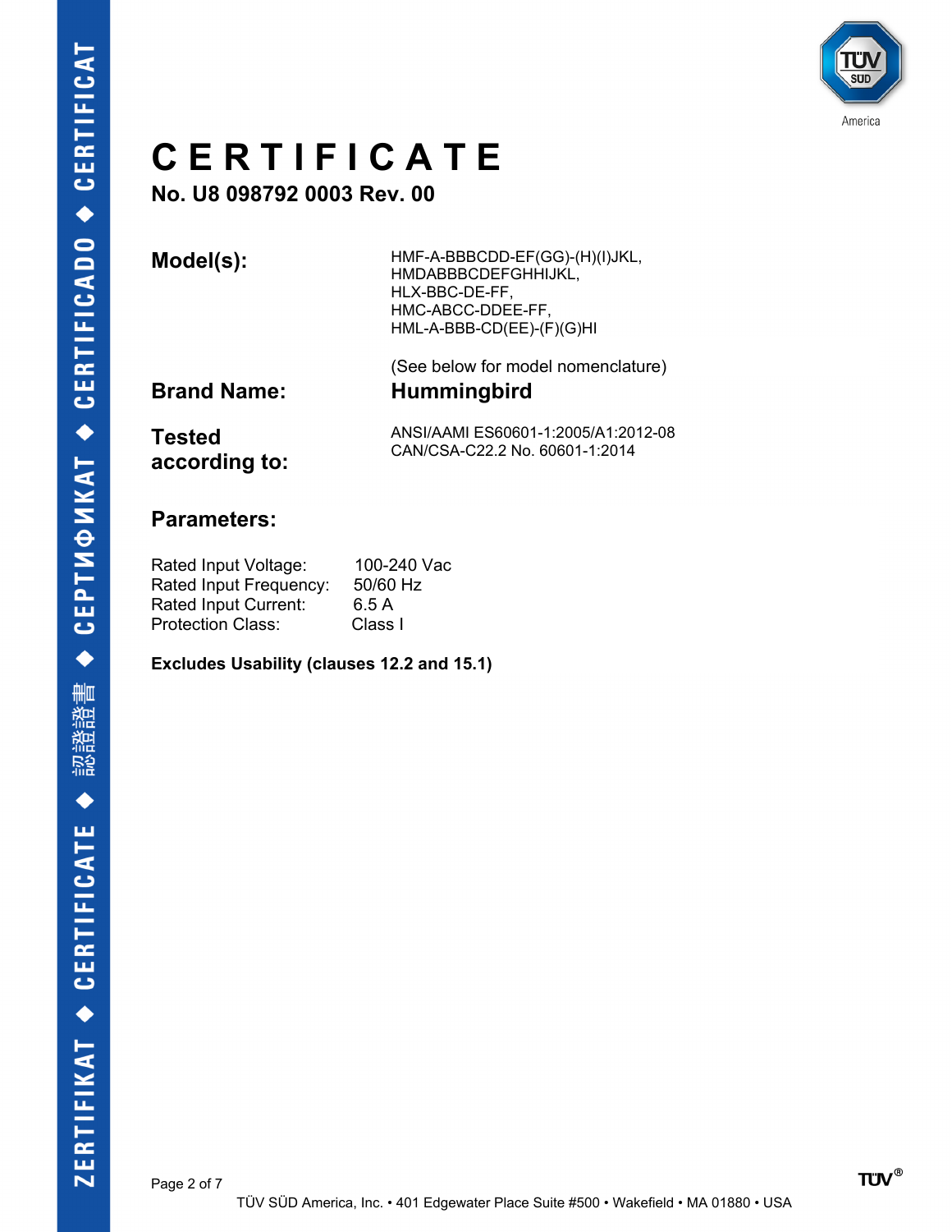# CERTIFICATE

**No. U8 098792 0003 Rev. 00**

| | |
|---|---|
| **Model(s):** | HMF-A-BBBCDD-EF(GG)-(H)(I)JKL, HMDABBBCDEFGHHIJKL, HLX-BBC-DE-FF, HMC-ABCC-DDEE-FF, HML-A-BBB-CD(EE)-(F)(G)HI |
| | (See below for model nomenclature) |
| **Brand Name:** | **Hummingbird** |
| **Tested according to:** | ANSI/AAMI ES60601-1:2005/A1:2012-08<br>CAN/CSA-C22.2 No. 60601-1:2014 |

## Parameters:

| | |
|---|---|
| Rated Input Voltage: | 100-240 Vac |
| Rated Input Frequency: | 50/60 Hz |
| Rated Input Current: | 6.5 A |
| Protection Class: | Class I |

**Excludes Usability (clauses 12.2 and 15.1)**

TÜV SÜD America, Inc. • 401 Edgewater Place Suite #500 • Wakefield • MA 01880 • USA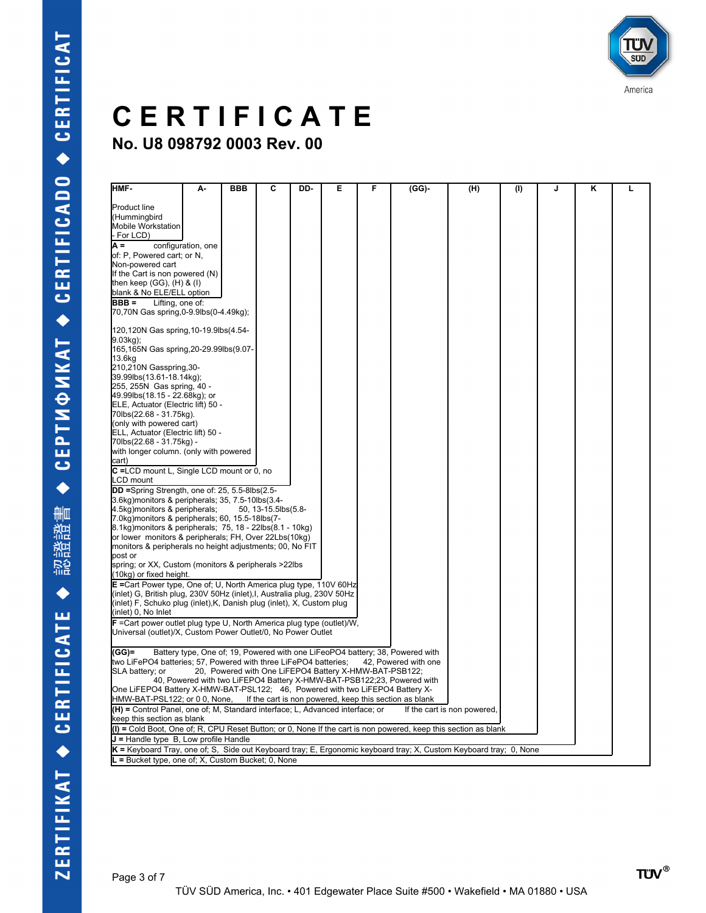# CERTIFICATE

## No. U8 098792 0003 Rev. 00

| HMF- | A- | BBB | C | DD- | E | F | (GG)- | (H) | (I) | J | K | L |
|---|---|---|---|---|---|---|---|---|---|---|---|---|

Product line (Hummingbird Mobile Workstation - For LCD)

**A =** configuration, one of: P, Powered cart; or N, Non-powered cart
If the Cart is non powered (N) then keep (GG), (H) & (I) blank & No ELE/ELL option

**BBB =** Lifting, one of:
70,70N Gas spring,0-9.9lbs(0-4.49kg);

120,120N Gas spring,10-19.9lbs(4.54-9.03kg);
165,165N Gas spring,20-29.99lbs(9.07-13.6kg
210,210N Gasspring,30-39.99lbs(13.61-18.14kg);
255, 255N Gas spring, 40 - 49.99lbs(18.15 - 22.68kg); or
ELE, Actuator (Electric lift) 50 - 70lbs(22.68 - 31.75kg).
(only with powered cart)
ELL, Actuator (Electric lift) 50 - 70lbs(22.68 - 31.75kg) - with longer column. (only with powered cart)

**C =**LCD mount L, Single LCD mount or 0, no LCD mount

**DD =**Spring Strength, one of: 25, 5.5-8lbs(2.5-3.6kg)monitors & peripherals; 35, 7.5-10lbs(3.4-4.5kg)monitors & peripherals; 50, 13-15.5lbs(5.8-7.0kg)monitors & peripherals; 60, 15.5-18lbs(7-8.1kg)monitors & peripherals; 75, 18 - 22lbs(8.1 - 10kg) or lower monitors & peripherals; FH, Over 22Lbs(10kg) monitors & peripherals no height adjustments; 00, No FIT post or
spring; or XX, Custom (monitors & peripherals >22lbs (10kg) or fixed height.

**E =**Cart Power type, One of; U, North America plug type, 110V 60Hz (inlet) G, British plug, 230V 50Hz (inlet),I, Australia plug, 230V 50Hz (inlet) F, Schuko plug (inlet),K, Danish plug (inlet), X, Custom plug (inlet) 0, No Inlet

**F** =Cart power outlet plug type U, North America plug type (outlet)/W, Universal (outlet)/X, Custom Power Outlet/0, No Power Outlet

**(GG)=** Battery type, One of; 19, Powered with one LiFeoPO4 battery; 38, Powered with two LiFePO4 batteries; 57, Powered with three LiFePO4 batteries; 42, Powered with one SLA battery; or 20, Powered with One LiFEPO4 Battery X-HMW-BAT-PSB122; 40, Powered with two LiFEPO4 Battery X-HMW-BAT-PSB122;23, Powered with One LiFEPO4 Battery X-HMW-BAT-PSL122; 46, Powered with two LiFEPO4 Battery X-HMW-BAT-PSL122; or 0 0, None, If the cart is non powered, keep this section as blank

**(H) =** Control Panel, one of; M, Standard interface; L, Advanced interface; or If the cart is non powered, keep this section as blank

**(I) =** Cold Boot, One of; R, CPU Reset Button; or 0, None If the cart is non powered, keep this section as blank

**J =** Handle type B, Low profile Handle

**K =** Keyboard Tray, one of; S, Side out Keyboard tray; E, Ergonomic keyboard tray; X, Custom Keyboard tray; 0, None

**L =** Bucket type, one of; X, Custom Bucket; 0, None

TÜV SÜD America, Inc. • 401 Edgewater Place Suite #500 • Wakefield • MA 01880 • USA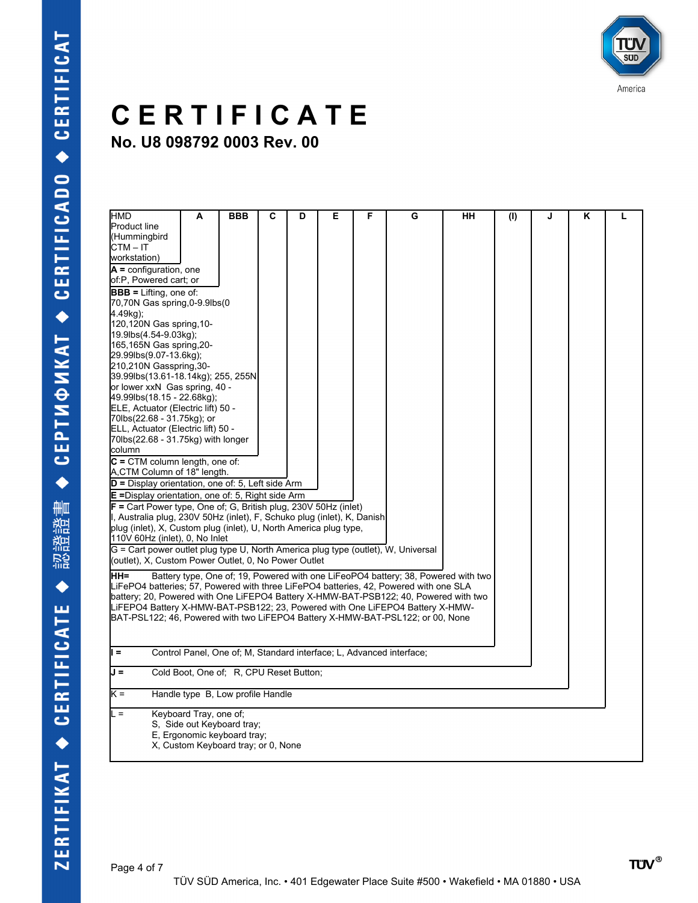# CERTIFICATE

## No. U8 098792 0003 Rev. 00

| HMD Product line (Hummingbird CTM – IT workstation) | A | BBB | C | D | E | F | G | HH | (I) | J | K | L |
|---|---|---|---|---|---|---|---|---|---|---|---|---|

**A =** configuration, one of:P, Powered cart; or

**BBB =** Lifting, one of: 70,70N Gas spring,0-9.9lbs(0 4.49kg); 120,120N Gas spring,10-19.9lbs(4.54-9.03kg); 165,165N Gas spring,20-29.99lbs(9.07-13.6kg); 210,210N Gasspring,30-39.99lbs(13.61-18.14kg); 255, 255N or lower xxN Gas spring, 40 - 49.99lbs(18.15 - 22.68kg); ELE, Actuator (Electric lift) 50 - 70lbs(22.68 - 31.75kg); or ELL, Actuator (Electric lift) 50 - 70lbs(22.68 - 31.75kg) with longer column

**C =** CTM column length, one of: A,CTM Column of 18" length.

**D =** Display orientation, one of: 5, Left side Arm

**E =**Display orientation, one of: 5, Right side Arm

**F =** Cart Power type, One of; G, British plug, 230V 50Hz (inlet) I, Australia plug, 230V 50Hz (inlet), F, Schuko plug (inlet), K, Danish plug (inlet), X, Custom plug (inlet), U, North America plug type, 110V 60Hz (inlet), 0, No Inlet

G = Cart power outlet plug type U, North America plug type (outlet), W, Universal (outlet), X, Custom Power Outlet, 0, No Power Outlet

**HH=** Battery type, One of; 19, Powered with one LiFeoPO4 battery; 38, Powered with two LiFePO4 batteries; 57, Powered with three LiFePO4 batteries, 42, Powered with one SLA battery; 20, Powered with One LiFEPO4 Battery X-HMW-BAT-PSB122; 40, Powered with two LiFEPO4 Battery X-HMW-BAT-PSB122; 23, Powered with One LiFEPO4 Battery X-HMW-BAT-PSL122; 46, Powered with two LiFEPO4 Battery X-HMW-BAT-PSL122; or 00, None

**I =** Control Panel, One of; M, Standard interface; L, Advanced interface;

**J =** Cold Boot, One of; R, CPU Reset Button;

K = Handle type B, Low profile Handle

L = Keyboard Tray, one of;
S, Side out Keyboard tray;
E, Ergonomic keyboard tray;
X, Custom Keyboard tray; or 0, None

TÜV SÜD America, Inc. • 401 Edgewater Place Suite #500 • Wakefield • MA 01880 • USA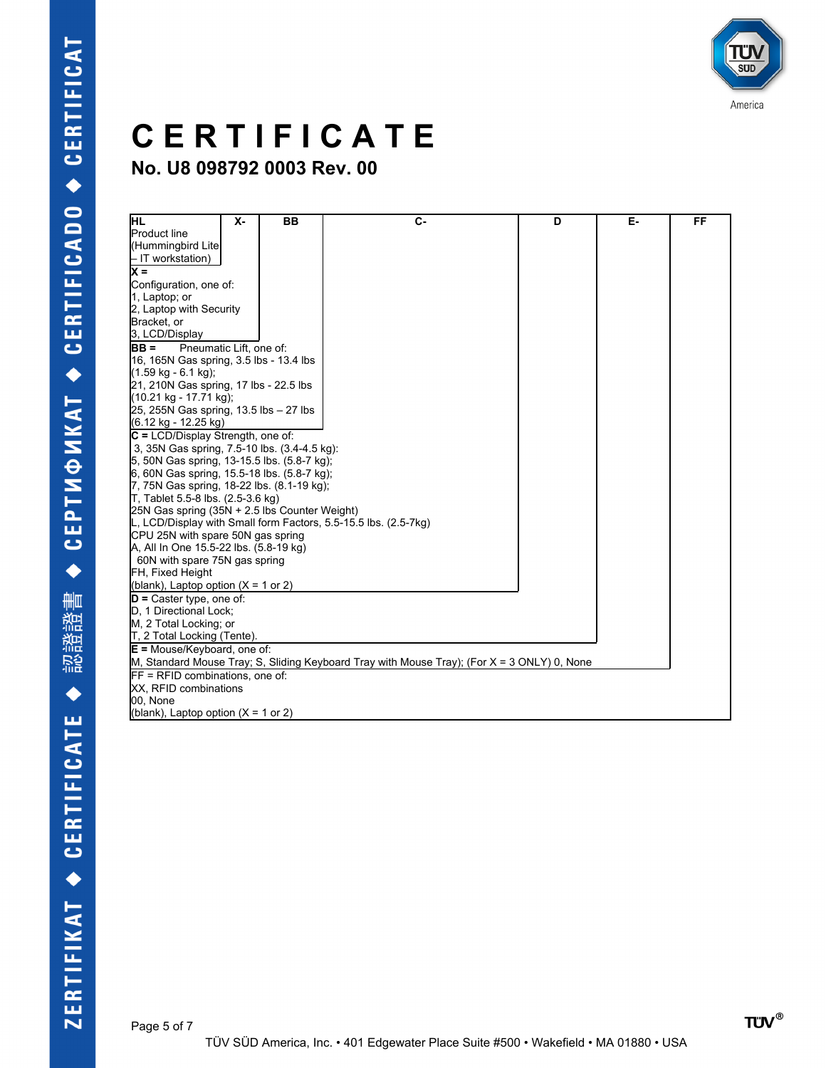# CERTIFICATE

## No. U8 098792 0003 Rev. 00

| HL | X- | BB | C- | D | E- | FF |
|---|---|---|---|---|---|---|

**HL**
Product line
(Hummingbird Lite – IT workstation)

**X =**
Configuration, one of:
1, Laptop; or
2, Laptop with Security Bracket, or
3, LCD/Display

**BB =** Pneumatic Lift, one of:
16, 165N Gas spring, 3.5 lbs - 13.4 lbs (1.59 kg - 6.1 kg);
21, 210N Gas spring, 17 lbs - 22.5 lbs (10.21 kg - 17.71 kg);
25, 255N Gas spring, 13.5 lbs – 27 lbs (6.12 kg - 12.25 kg)

**C =** LCD/Display Strength, one of:
3, 35N Gas spring, 7.5-10 lbs. (3.4-4.5 kg):
5, 50N Gas spring, 13-15.5 lbs. (5.8-7 kg);
6, 60N Gas spring, 15.5-18 lbs. (5.8-7 kg);
7, 75N Gas spring, 18-22 lbs. (8.1-19 kg);
T, Tablet 5.5-8 lbs. (2.5-3.6 kg)
25N Gas spring (35N + 2.5 lbs Counter Weight)
L, LCD/Display with Small form Factors, 5.5-15.5 lbs. (2.5-7kg)
CPU 25N with spare 50N gas spring
A, All In One 15.5-22 lbs. (5.8-19 kg)
60N with spare 75N gas spring
FH, Fixed Height
(blank), Laptop option (X = 1 or 2)

**D =** Caster type, one of:
D, 1 Directional Lock;
M, 2 Total Locking; or
T, 2 Total Locking (Tente).

**E =** Mouse/Keyboard, one of:
M, Standard Mouse Tray; S, Sliding Keyboard Tray with Mouse Tray); (For X = 3 ONLY) 0, None

FF = RFID combinations, one of:
XX, RFID combinations
00, None
(blank), Laptop option (X = 1 or 2)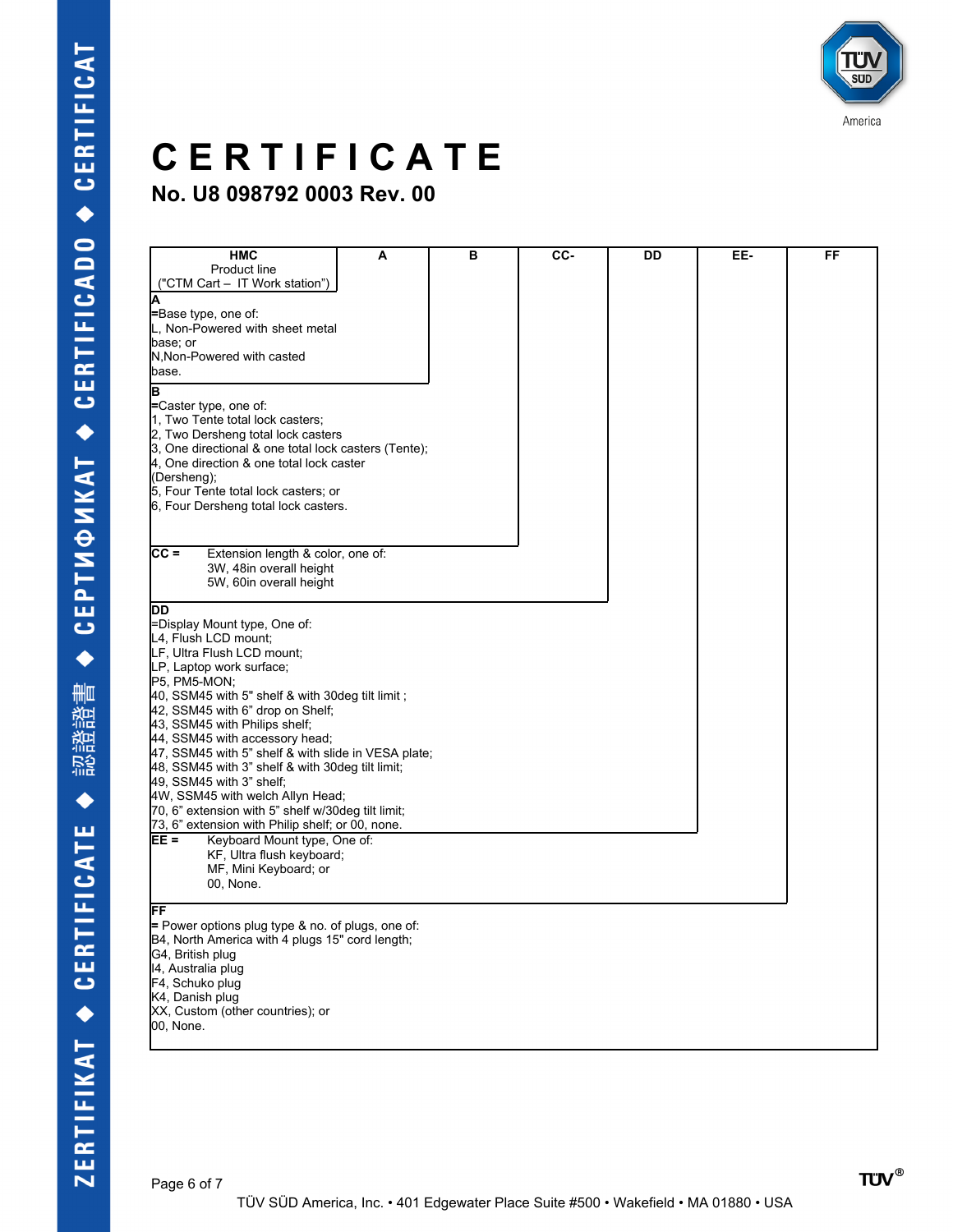# CERTIFICATE

## No. U8 098792 0003 Rev. 00

| HMC Product line ("CTM Cart – IT Work station") | A | B | CC- | DD | EE- | FF |
|---|---|---|---|---|---|---|

**A**
=Base type, one of:
L, Non-Powered with sheet metal base; or
N,Non-Powered with casted base.

**B**
=Caster type, one of:
1, Two Tente total lock casters;
2, Two Dersheng total lock casters
3, One directional & one total lock casters (Tente);
4, One direction & one total lock caster (Dersheng);
5, Four Tente total lock casters; or
6, Four Dersheng total lock casters.

**CC =** Extension length & color, one of:
3W, 48in overall height
5W, 60in overall height

**DD**
=Display Mount type, One of:
L4, Flush LCD mount;
LF, Ultra Flush LCD mount;
LP, Laptop work surface;
P5, PM5-MON;
40, SSM45 with 5" shelf & with 30deg tilt limit ;
42, SSM45 with 6" drop on Shelf;
43, SSM45 with Philips shelf;
44, SSM45 with accessory head;
47, SSM45 with 5" shelf & with slide in VESA plate;
48, SSM45 with 3" shelf & with 30deg tilt limit;
49, SSM45 with 3" shelf;
4W, SSM45 with welch Allyn Head;
70, 6" extension with 5" shelf w/30deg tilt limit;
73, 6" extension with Philip shelf; or 00, none.

**EE =** Keyboard Mount type, One of:
KF, Ultra flush keyboard;
MF, Mini Keyboard; or
00, None.

**FF**
= Power options plug type & no. of plugs, one of:
B4, North America with 4 plugs 15" cord length;
G4, British plug
I4, Australia plug
F4, Schuko plug
K4, Danish plug
XX, Custom (other countries); or
00, None.

TÜV SÜD America, Inc. • 401 Edgewater Place Suite #500 • Wakefield • MA 01880 • USA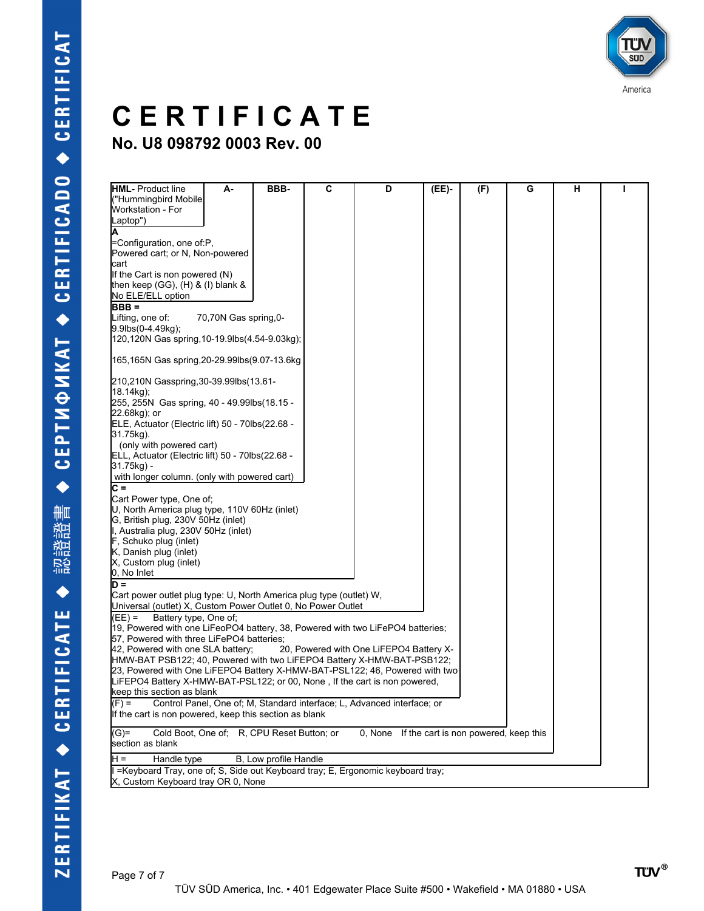# CERTIFICATE

## No. U8 098792 0003 Rev. 00

| HML- Product line ("Hummingbird Mobile Workstation - For Laptop") | A- | BBB- | C | D | (EE)- | (F) | G | H | I |
|---|---|---|---|---|---|---|---|---|---|

**A** =Configuration, one of:P, Powered cart; or N, Non-powered cart
If the Cart is non powered (N) then keep (GG), (H) & (I) blank & No ELE/ELL option

**BBB =**
Lifting, one of: 70,70N Gas spring,0-9.9lbs(0-4.49kg);
120,120N Gas spring,10-19.9lbs(4.54-9.03kg);
165,165N Gas spring,20-29.99lbs(9.07-13.6kg
210,210N Gasspring,30-39.99lbs(13.61-18.14kg);
255, 255N Gas spring, 40 - 49.99lbs(18.15 - 22.68kg); or
ELE, Actuator (Electric lift) 50 - 70lbs(22.68 - 31.75kg).
(only with powered cart)
ELL, Actuator (Electric lift) 50 - 70lbs(22.68 - 31.75kg) -
with longer column. (only with powered cart)

**C =**
Cart Power type, One of;
U, North America plug type, 110V 60Hz (inlet)
G, British plug, 230V 50Hz (inlet)
I, Australia plug, 230V 50Hz (inlet)
F, Schuko plug (inlet)
K, Danish plug (inlet)
X, Custom plug (inlet)
0, No Inlet

**D =**
Cart power outlet plug type: U, North America plug type (outlet) W, Universal (outlet) X, Custom Power Outlet 0, No Power Outlet

(EE) = Battery type, One of;
19, Powered with one LiFeoPO4 battery, 38, Powered with two LiFePO4 batteries;
57, Powered with three LiFePO4 batteries;
42, Powered with one SLA battery; 20, Powered with One LiFEPO4 Battery X-HMW-BAT PSB122; 40, Powered with two LiFEPO4 Battery X-HMW-BAT-PSB122;
23, Powered with One LiFEPO4 Battery X-HMW-BAT-PSL122; 46, Powered with two LiFEPO4 Battery X-HMW-BAT-PSL122; or 00, None , If the cart is non powered, keep this section as blank

(F) = Control Panel, One of; M, Standard interface; L, Advanced interface; or
If the cart is non powered, keep this section as blank

(G)= Cold Boot, One of; R, CPU Reset Button; or 0, None If the cart is non powered, keep this section as blank

H = Handle type B, Low profile Handle

I =Keyboard Tray, one of; S, Side out Keyboard tray; E, Ergonomic keyboard tray;
X, Custom Keyboard tray OR 0, None

TÜV SÜD America, Inc. • 401 Edgewater Place Suite #500 • Wakefield • MA 01880 • USA